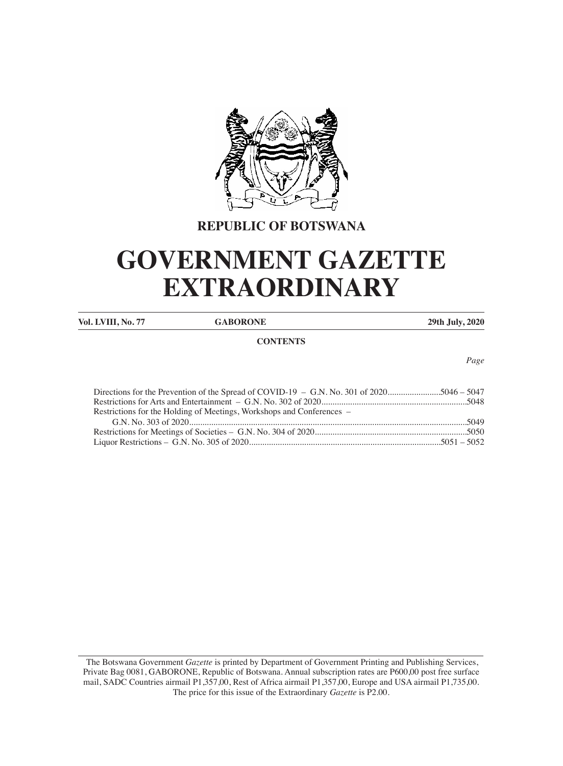**REPUBLIC OF BOTSWANA**

# GOVERNMENT GAZETTE EXTRAORDINARY

| **Vol. LVIII, No. 77** | **GABORONE** | **29th July, 2020** |
|---|---|---|

**CONTENTS**

| | *Page* |
|---|---|
| Directions for the Prevention of the Spread of COVID-19 – G.N. No. 301 of 2020 | 5046 – 5047 |
| Restrictions for Arts and Entertainment – G.N. No. 302 of 2020 | 5048 |
| Restrictions for the Holding of Meetings, Workshops and Conferences – G.N. No. 303 of 2020 | 5049 |
| Restrictions for Meetings of Societies – G.N. No. 304 of 2020 | 5050 |
| Liquor Restrictions – G.N. No. 305 of 2020 | 5051 – 5052 |

The Botswana Government *Gazette* is printed by Department of Government Printing and Publishing Services, Private Bag 0081, GABORONE, Republic of Botswana. Annual subscription rates are P600,00 post free surface mail, SADC Countries airmail P1,357,00, Rest of Africa airmail P1,357,00, Europe and USA airmail P1,735,00. The price for this issue of the Extraordinary *Gazette* is P2.00.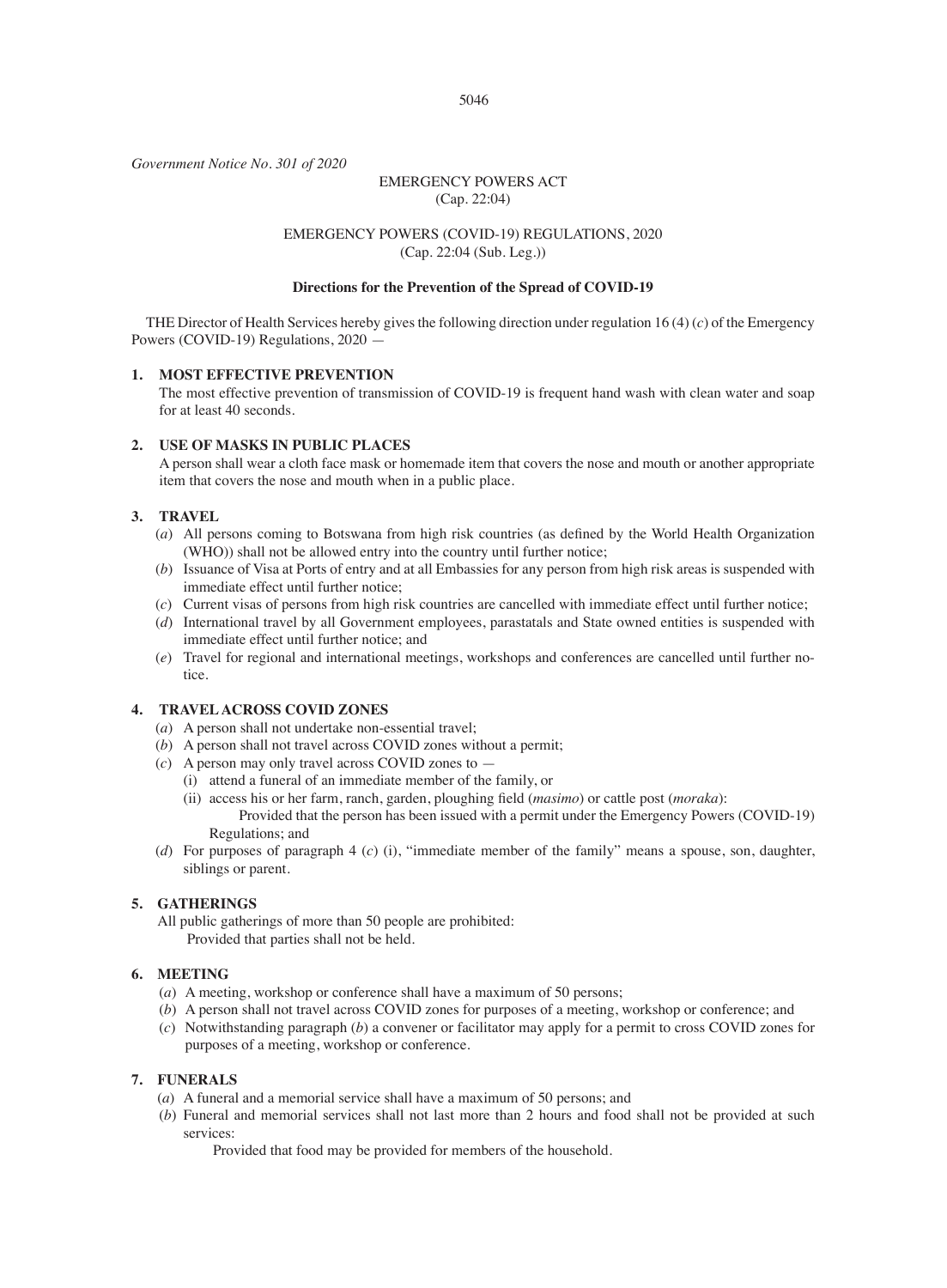*Government Notice No. 301 of 2020*

EMERGENCY POWERS ACT
(Cap. 22:04)

EMERGENCY POWERS (COVID-19) REGULATIONS, 2020
(Cap. 22:04 (Sub. Leg.))

**Directions for the Prevention of the Spread of COVID-19**

THE Director of Health Services hereby gives the following direction under regulation 16 (4) (*c*) of the Emergency Powers (COVID-19) Regulations, 2020 —

**1. MOST EFFECTIVE PREVENTION**

The most effective prevention of transmission of COVID-19 is frequent hand wash with clean water and soap for at least 40 seconds.

**2. USE OF MASKS IN PUBLIC PLACES**

A person shall wear a cloth face mask or homemade item that covers the nose and mouth or another appropriate item that covers the nose and mouth when in a public place.

**3. TRAVEL**

(*a*) All persons coming to Botswana from high risk countries (as defined by the World Health Organization (WHO)) shall not be allowed entry into the country until further notice;

(*b*) Issuance of Visa at Ports of entry and at all Embassies for any person from high risk areas is suspended with immediate effect until further notice;

(*c*) Current visas of persons from high risk countries are cancelled with immediate effect until further notice;

(*d*) International travel by all Government employees, parastatals and State owned entities is suspended with immediate effect until further notice; and

(*e*) Travel for regional and international meetings, workshops and conferences are cancelled until further notice.

**4. TRAVEL ACROSS COVID ZONES**

(*a*) A person shall not undertake non-essential travel;

(*b*) A person shall not travel across COVID zones without a permit;

(*c*) A person may only travel across COVID zones to —

(i) attend a funeral of an immediate member of the family, or

(ii) access his or her farm, ranch, garden, ploughing field (*masimo*) or cattle post (*moraka*):

Provided that the person has been issued with a permit under the Emergency Powers (COVID-19) Regulations; and

(*d*) For purposes of paragraph 4 (*c*) (i), "immediate member of the family" means a spouse, son, daughter, siblings or parent.

**5. GATHERINGS**

All public gatherings of more than 50 people are prohibited:

Provided that parties shall not be held.

**6. MEETING**

(*a*) A meeting, workshop or conference shall have a maximum of 50 persons;

(*b*) A person shall not travel across COVID zones for purposes of a meeting, workshop or conference; and

(*c*) Notwithstanding paragraph (*b*) a convener or facilitator may apply for a permit to cross COVID zones for purposes of a meeting, workshop or conference.

**7. FUNERALS**

(*a*) A funeral and a memorial service shall have a maximum of 50 persons; and

(*b*) Funeral and memorial services shall not last more than 2 hours and food shall not be provided at such services:

Provided that food may be provided for members of the household.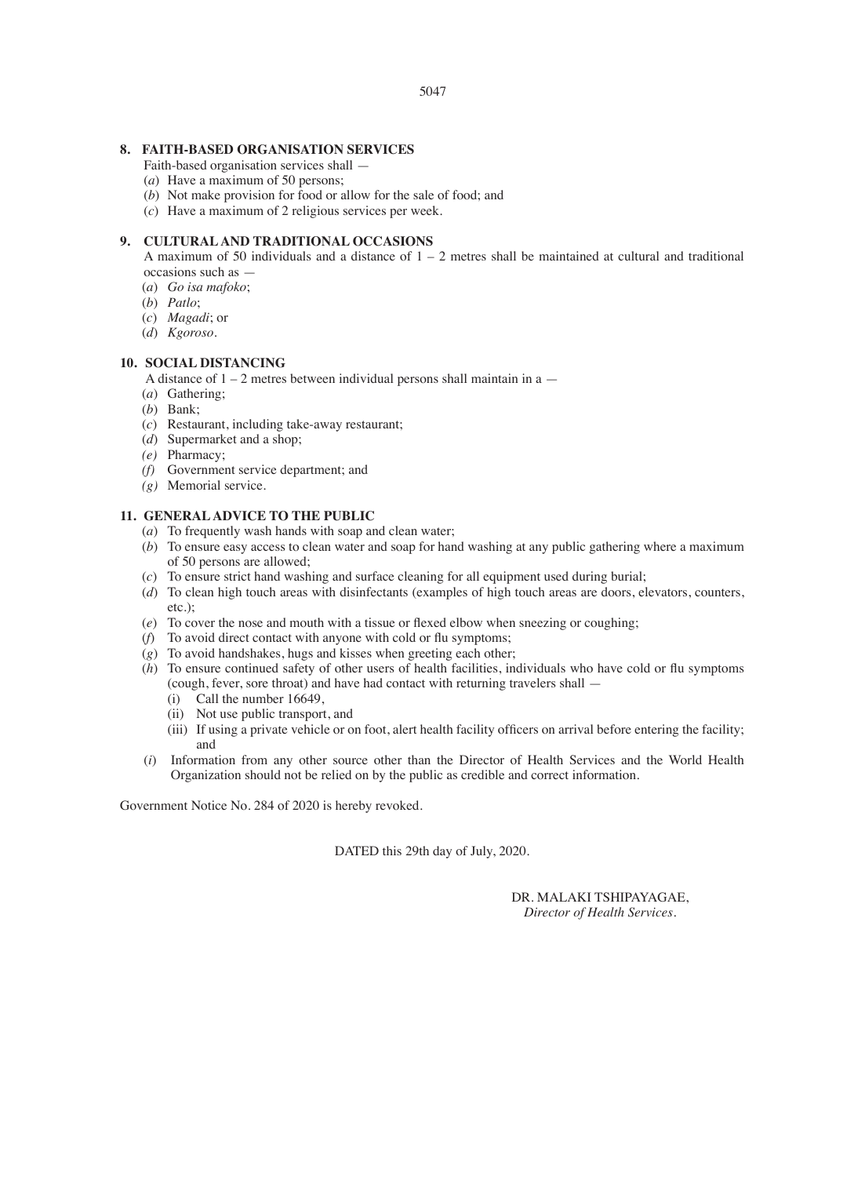## 8. FAITH-BASED ORGANISATION SERVICES

Faith-based organisation services shall —

(*a*) Have a maximum of 50 persons;

(*b*) Not make provision for food or allow for the sale of food; and

(*c*) Have a maximum of 2 religious services per week.

## 9. CULTURAL AND TRADITIONAL OCCASIONS

A maximum of 50 individuals and a distance of 1 – 2 metres shall be maintained at cultural and traditional occasions such as —

(*a*) *Go isa mafoko*;

(*b*) *Patlo*;

(*c*) *Magadi*; or

(*d*) *Kgoroso*.

## 10. SOCIAL DISTANCING

A distance of 1 – 2 metres between individual persons shall maintain in a —

(*a*) Gathering;

(*b*) Bank;

(*c*) Restaurant, including take-away restaurant;

(*d*) Supermarket and a shop;

*(e)* Pharmacy;

*(f)* Government service department; and

*(g)* Memorial service.

## 11. GENERAL ADVICE TO THE PUBLIC

(*a*) To frequently wash hands with soap and clean water;

(*b*) To ensure easy access to clean water and soap for hand washing at any public gathering where a maximum of 50 persons are allowed;

(*c*) To ensure strict hand washing and surface cleaning for all equipment used during burial;

(*d*) To clean high touch areas with disinfectants (examples of high touch areas are doors, elevators, counters, etc.);

(*e*) To cover the nose and mouth with a tissue or flexed elbow when sneezing or coughing;

(*f*) To avoid direct contact with anyone with cold or flu symptoms;

(*g*) To avoid handshakes, hugs and kisses when greeting each other;

(*h*) To ensure continued safety of other users of health facilities, individuals who have cold or flu symptoms (cough, fever, sore throat) and have had contact with returning travelers shall —

- (i) Call the number 16649,
- (ii) Not use public transport, and
- (iii) If using a private vehicle or on foot, alert health facility officers on arrival before entering the facility; and

(*i*) Information from any other source other than the Director of Health Services and the World Health Organization should not be relied on by the public as credible and correct information.

Government Notice No. 284 of 2020 is hereby revoked.

DATED this 29th day of July, 2020.

DR. MALAKI TSHIPAYAGAE,
*Director of Health Services.*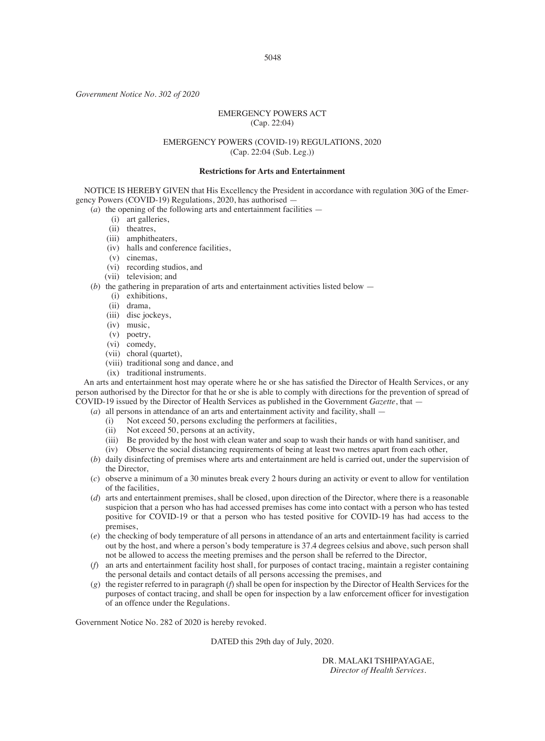*Government Notice No. 302 of 2020*

EMERGENCY POWERS ACT
(Cap. 22:04)

EMERGENCY POWERS (COVID-19) REGULATIONS, 2020
(Cap. 22:04 (Sub. Leg.))

**Restrictions for Arts and Entertainment**

NOTICE IS HEREBY GIVEN that His Excellency the President in accordance with regulation 30G of the Emergency Powers (COVID-19) Regulations, 2020, has authorised —

(*a*) the opening of the following arts and entertainment facilities —

(i) art galleries,
(ii) theatres,
(iii) amphitheaters,
(iv) halls and conference facilities,
(v) cinemas,
(vi) recording studios, and
(vii) television; and

(*b*) the gathering in preparation of arts and entertainment activities listed below —

(i) exhibitions,
(ii) drama,
(iii) disc jockeys,
(iv) music,
(v) poetry,
(vi) comedy,
(vii) choral (quartet),
(viii) traditional song and dance, and
(ix) traditional instruments.

An arts and entertainment host may operate where he or she has satisfied the Director of Health Services, or any person authorised by the Director for that he or she is able to comply with directions for the prevention of spread of COVID-19 issued by the Director of Health Services as published in the Government *Gazette*, that —

(*a*) all persons in attendance of an arts and entertainment activity and facility, shall —

(i) Not exceed 50, persons excluding the performers at facilities,
(ii) Not exceed 50, persons at an activity,
(iii) Be provided by the host with clean water and soap to wash their hands or with hand sanitiser, and
(iv) Observe the social distancing requirements of being at least two metres apart from each other,

(*b*) daily disinfecting of premises where arts and entertainment are held is carried out, under the supervision of the Director,

(*c*) observe a minimum of a 30 minutes break every 2 hours during an activity or event to allow for ventilation of the facilities,

(*d*) arts and entertainment premises, shall be closed, upon direction of the Director, where there is a reasonable suspicion that a person who has had accessed premises has come into contact with a person who has tested positive for COVID-19 or that a person who has tested positive for COVID-19 has had access to the premises,

(*e*) the checking of body temperature of all persons in attendance of an arts and entertainment facility is carried out by the host, and where a person's body temperature is 37.4 degrees celsius and above, such person shall not be allowed to access the meeting premises and the person shall be referred to the Director,

(*f*) an arts and entertainment facility host shall, for purposes of contact tracing, maintain a register containing the personal details and contact details of all persons accessing the premises, and

(*g*) the register referred to in paragraph (*f*) shall be open for inspection by the Director of Health Services for the purposes of contact tracing, and shall be open for inspection by a law enforcement officer for investigation of an offence under the Regulations.

Government Notice No. 282 of 2020 is hereby revoked.

DATED this 29th day of July, 2020.

DR. MALAKI TSHIPAYAGAE,
*Director of Health Services.*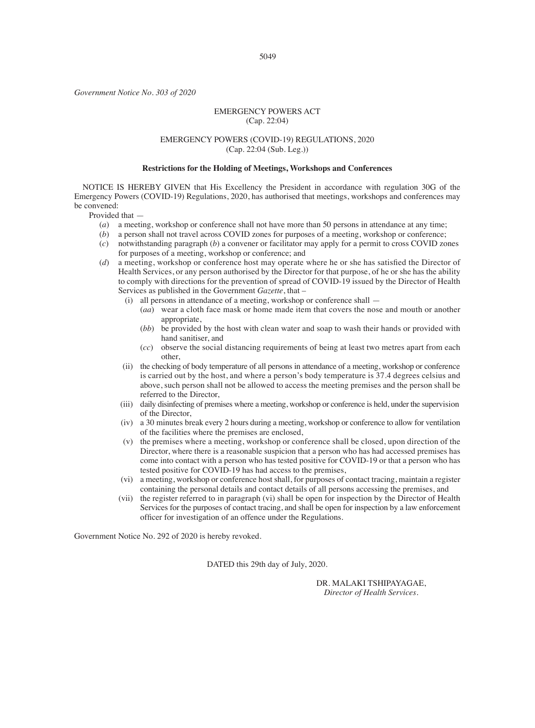*Government Notice No. 303 of 2020*

EMERGENCY POWERS ACT
(Cap. 22:04)

EMERGENCY POWERS (COVID-19) REGULATIONS, 2020
(Cap. 22:04 (Sub. Leg.))

**Restrictions for the Holding of Meetings, Workshops and Conferences**

NOTICE IS HEREBY GIVEN that His Excellency the President in accordance with regulation 30G of the Emergency Powers (COVID-19) Regulations, 2020, has authorised that meetings, workshops and conferences may be convened:

Provided that —

(*a*) a meeting, workshop or conference shall not have more than 50 persons in attendance at any time;

(*b*) a person shall not travel across COVID zones for purposes of a meeting, workshop or conference;

(*c*) notwithstanding paragraph (*b*) a convener or facilitator may apply for a permit to cross COVID zones for purposes of a meeting, workshop or conference; and

(*d*) a meeting, workshop or conference host may operate where he or she has satisfied the Director of Health Services, or any person authorised by the Director for that purpose, of he or she has the ability to comply with directions for the prevention of spread of COVID-19 issued by the Director of Health Services as published in the Government *Gazette*, that –

(i) all persons in attendance of a meeting, workshop or conference shall —

(*aa*) wear a cloth face mask or home made item that covers the nose and mouth or another appropriate,

(*bb*) be provided by the host with clean water and soap to wash their hands or provided with hand sanitiser, and

(*cc*) observe the social distancing requirements of being at least two metres apart from each other,

(ii) the checking of body temperature of all persons in attendance of a meeting, workshop or conference is carried out by the host, and where a person's body temperature is 37.4 degrees celsius and above, such person shall not be allowed to access the meeting premises and the person shall be referred to the Director,

(iii) daily disinfecting of premises where a meeting, workshop or conference is held, under the supervision of the Director,

(iv) a 30 minutes break every 2 hours during a meeting, workshop or conference to allow for ventilation of the facilities where the premises are enclosed,

(v) the premises where a meeting, workshop or conference shall be closed, upon direction of the Director, where there is a reasonable suspicion that a person who has had accessed premises has come into contact with a person who has tested positive for COVID-19 or that a person who has tested positive for COVID-19 has had access to the premises,

(vi) a meeting, workshop or conference host shall, for purposes of contact tracing, maintain a register containing the personal details and contact details of all persons accessing the premises, and

(vii) the register referred to in paragraph (vi) shall be open for inspection by the Director of Health Services for the purposes of contact tracing, and shall be open for inspection by a law enforcement officer for investigation of an offence under the Regulations.

Government Notice No. 292 of 2020 is hereby revoked.

DATED this 29th day of July, 2020.

DR. MALAKI TSHIPAYAGAE,
*Director of Health Services.*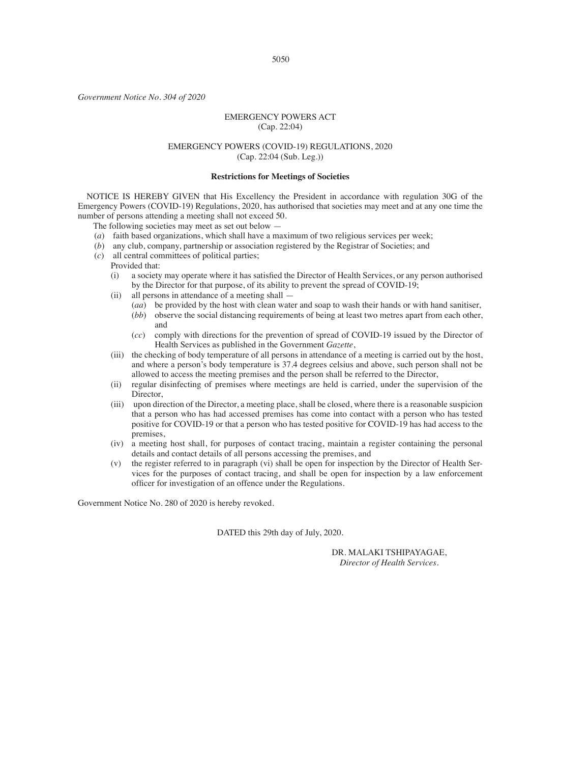*Government Notice No. 304 of 2020*

EMERGENCY POWERS ACT
(Cap. 22:04)

EMERGENCY POWERS (COVID-19) REGULATIONS, 2020
(Cap. 22:04 (Sub. Leg.))

**Restrictions for Meetings of Societies**

NOTICE IS HEREBY GIVEN that His Excellency the President in accordance with regulation 30G of the Emergency Powers (COVID-19) Regulations, 2020, has authorised that societies may meet and at any one time the number of persons attending a meeting shall not exceed 50.

The following societies may meet as set out below —

(*a*) faith based organizations, which shall have a maximum of two religious services per week;

(*b*) any club, company, partnership or association registered by the Registrar of Societies; and

(*c*) all central committees of political parties;

Provided that:

(i) a society may operate where it has satisfied the Director of Health Services, or any person authorised by the Director for that purpose, of its ability to prevent the spread of COVID-19;

(ii) all persons in attendance of a meeting shall —

(*aa*) be provided by the host with clean water and soap to wash their hands or with hand sanitiser,

(*bb*) observe the social distancing requirements of being at least two metres apart from each other, and

(*cc*) comply with directions for the prevention of spread of COVID-19 issued by the Director of Health Services as published in the Government *Gazette*,

(iii) the checking of body temperature of all persons in attendance of a meeting is carried out by the host, and where a person's body temperature is 37.4 degrees celsius and above, such person shall not be allowed to access the meeting premises and the person shall be referred to the Director,

(ii) regular disinfecting of premises where meetings are held is carried, under the supervision of the Director,

(iii) upon direction of the Director, a meeting place, shall be closed, where there is a reasonable suspicion that a person who has had accessed premises has come into contact with a person who has tested positive for COVID-19 or that a person who has tested positive for COVID-19 has had access to the premises,

(iv) a meeting host shall, for purposes of contact tracing, maintain a register containing the personal details and contact details of all persons accessing the premises, and

(v) the register referred to in paragraph (vi) shall be open for inspection by the Director of Health Services for the purposes of contact tracing, and shall be open for inspection by a law enforcement officer for investigation of an offence under the Regulations.

Government Notice No. 280 of 2020 is hereby revoked.

DATED this 29th day of July, 2020.

DR. MALAKI TSHIPAYAGAE,
*Director of Health Services.*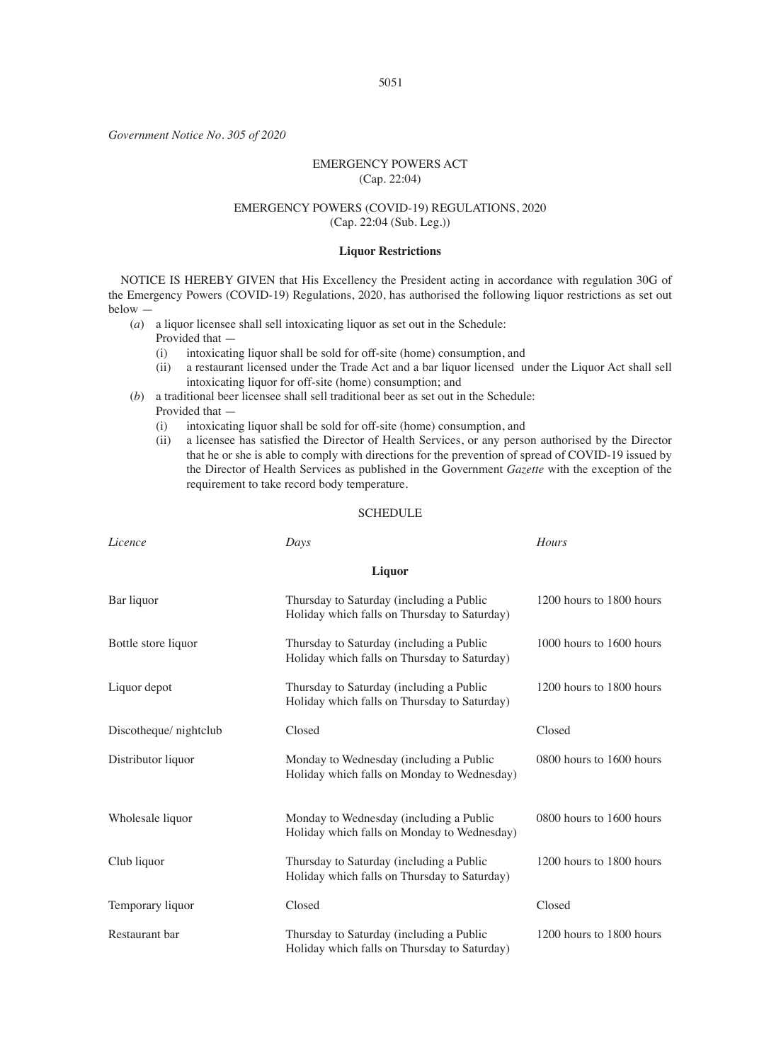*Government Notice No. 305 of 2020*

# EMERGENCY POWERS ACT
(Cap. 22:04)

## EMERGENCY POWERS (COVID-19) REGULATIONS, 2020
(Cap. 22:04 (Sub. Leg.))

### Liquor Restrictions

NOTICE IS HEREBY GIVEN that His Excellency the President acting in accordance with regulation 30G of the Emergency Powers (COVID-19) Regulations, 2020, has authorised the following liquor restrictions as set out below —

(*a*) a liquor licensee shall sell intoxicating liquor as set out in the Schedule:
Provided that —
   (i) intoxicating liquor shall be sold for off-site (home) consumption, and
   (ii) a restaurant licensed under the Trade Act and a bar liquor licensed under the Liquor Act shall sell intoxicating liquor for off-site (home) consumption; and

(*b*) a traditional beer licensee shall sell traditional beer as set out in the Schedule:
Provided that —
   (i) intoxicating liquor shall be sold for off-site (home) consumption, and
   (ii) a licensee has satisfied the Director of Health Services, or any person authorised by the Director that he or she is able to comply with directions for the prevention of spread of COVID-19 issued by the Director of Health Services as published in the Government *Gazette* with the exception of the requirement to take record body temperature.

SCHEDULE

| *Licence* | *Days* | *Hours* |
|---|---|---|
| | **Liquor** | |
| Bar liquor | Thursday to Saturday (including a Public Holiday which falls on Thursday to Saturday) | 1200 hours to 1800 hours |
| Bottle store liquor | Thursday to Saturday (including a Public Holiday which falls on Thursday to Saturday) | 1000 hours to 1600 hours |
| Liquor depot | Thursday to Saturday (including a Public Holiday which falls on Thursday to Saturday) | 1200 hours to 1800 hours |
| Discotheque/ nightclub | Closed | Closed |
| Distributor liquor | Monday to Wednesday (including a Public Holiday which falls on Monday to Wednesday) | 0800 hours to 1600 hours |
| Wholesale liquor | Monday to Wednesday (including a Public Holiday which falls on Monday to Wednesday) | 0800 hours to 1600 hours |
| Club liquor | Thursday to Saturday (including a Public Holiday which falls on Thursday to Saturday) | 1200 hours to 1800 hours |
| Temporary liquor | Closed | Closed |
| Restaurant bar | Thursday to Saturday (including a Public Holiday which falls on Thursday to Saturday) | 1200 hours to 1800 hours |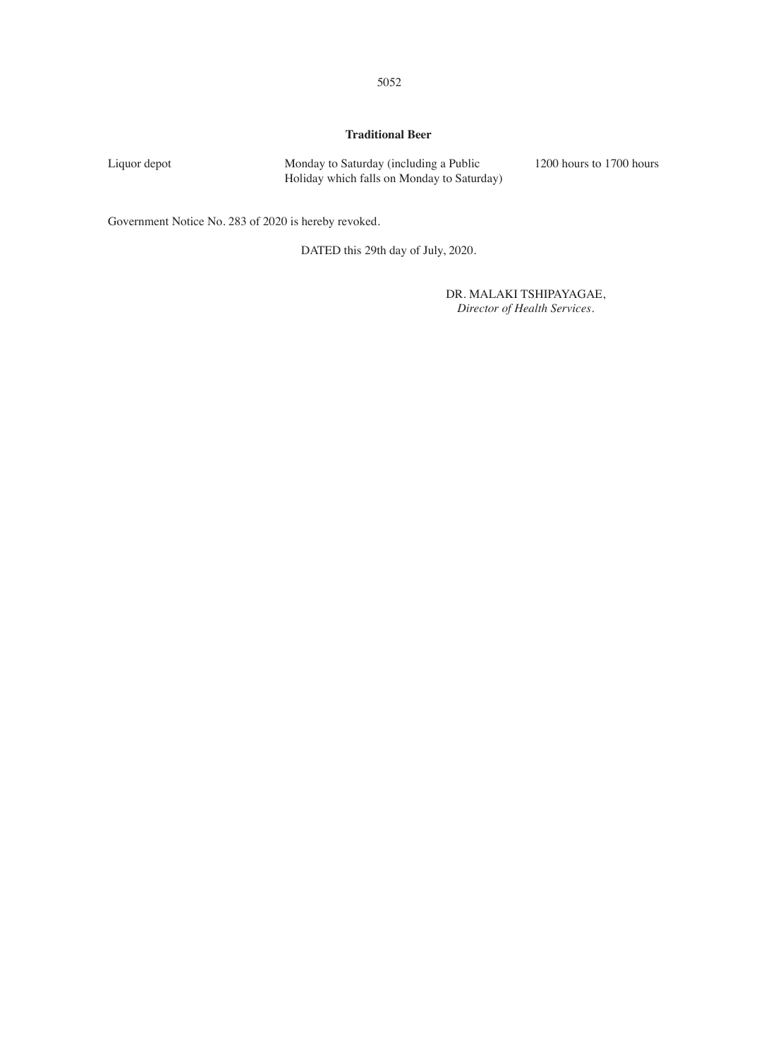**Traditional Beer**

| | | |
|---|---|---|
| Liquor depot | Monday to Saturday (including a Public Holiday which falls on Monday to Saturday) | 1200 hours to 1700 hours |

Government Notice No. 283 of 2020 is hereby revoked.

DATED this 29th day of July, 2020.

DR. MALAKI TSHIPAYAGAE,
*Director of Health Services.*